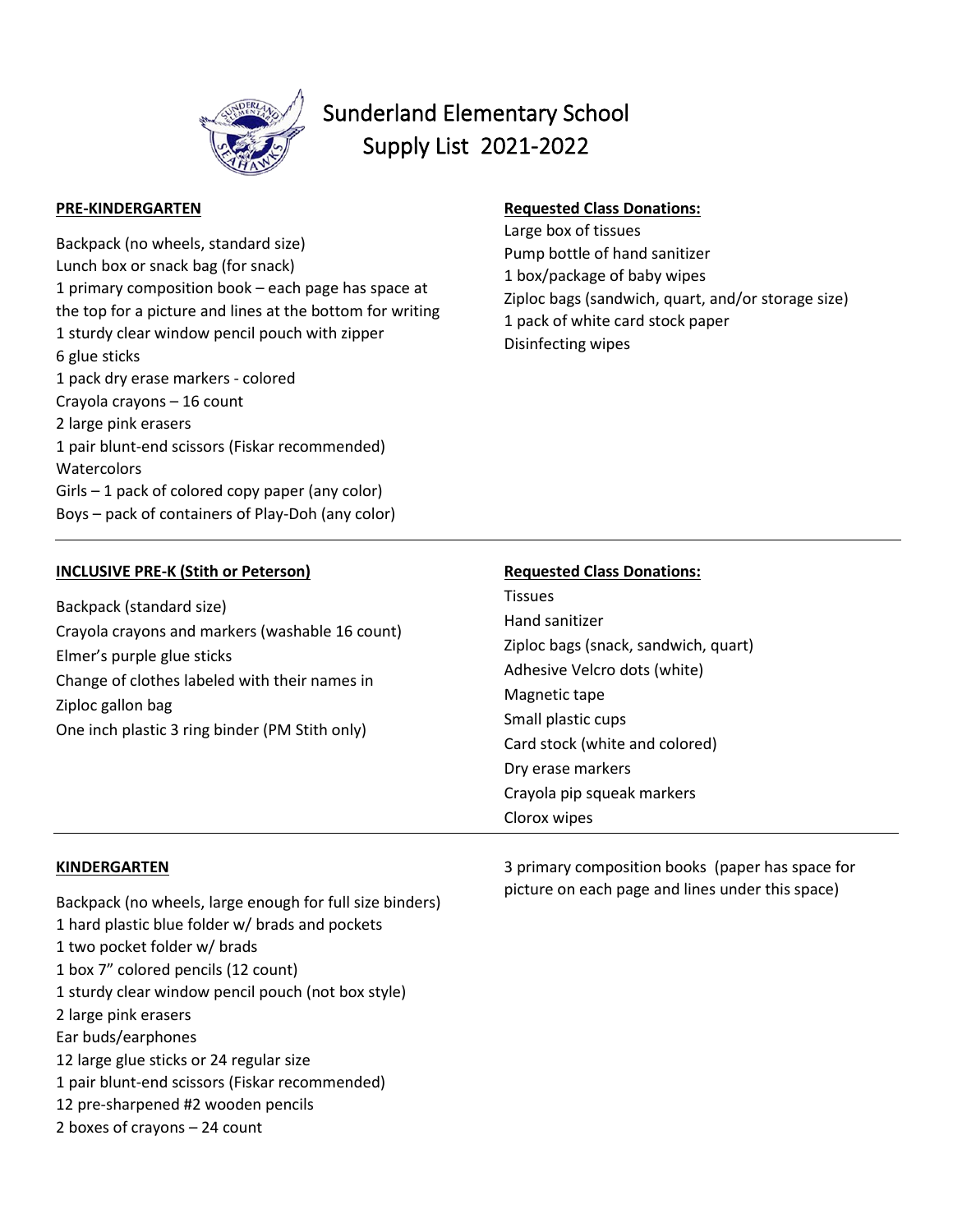# Sunderland Elementary School
## Supply List 2021-2022

**PRE-KINDERGARTEN**

Backpack (no wheels, standard size)
Lunch box or snack bag (for snack)
1 primary composition book – each page has space at the top for a picture and lines at the bottom for writing
1 sturdy clear window pencil pouch with zipper
6 glue sticks
1 pack dry erase markers - colored
Crayola crayons – 16 count
2 large pink erasers
1 pair blunt-end scissors (Fiskar recommended)
Watercolors
Girls – 1 pack of colored copy paper (any color)
Boys – pack of containers of Play-Doh (any color)

**Requested Class Donations:**

Large box of tissues
Pump bottle of hand sanitizer
1 box/package of baby wipes
Ziploc bags (sandwich, quart, and/or storage size)
1 pack of white card stock paper
Disinfecting wipes

---

**INCLUSIVE PRE-K (Stith or Peterson)**

Backpack (standard size)
Crayola crayons and markers (washable 16 count)
Elmer's purple glue sticks
Change of clothes labeled with their names in Ziploc gallon bag
One inch plastic 3 ring binder (PM Stith only)

**Requested Class Donations:**

Tissues
Hand sanitizer
Ziploc bags (snack, sandwich, quart)
Adhesive Velcro dots (white)
Magnetic tape
Small plastic cups
Card stock (white and colored)
Dry erase markers
Crayola pip squeak markers
Clorox wipes

---

**KINDERGARTEN**

Backpack (no wheels, large enough for full size binders)
1 hard plastic blue folder w/ brads and pockets
1 two pocket folder w/ brads
1 box 7" colored pencils (12 count)
1 sturdy clear window pencil pouch (not box style)
2 large pink erasers
Ear buds/earphones
12 large glue sticks or 24 regular size
1 pair blunt-end scissors (Fiskar recommended)
12 pre-sharpened #2 wooden pencils
2 boxes of crayons – 24 count

3 primary composition books (paper has space for picture on each page and lines under this space)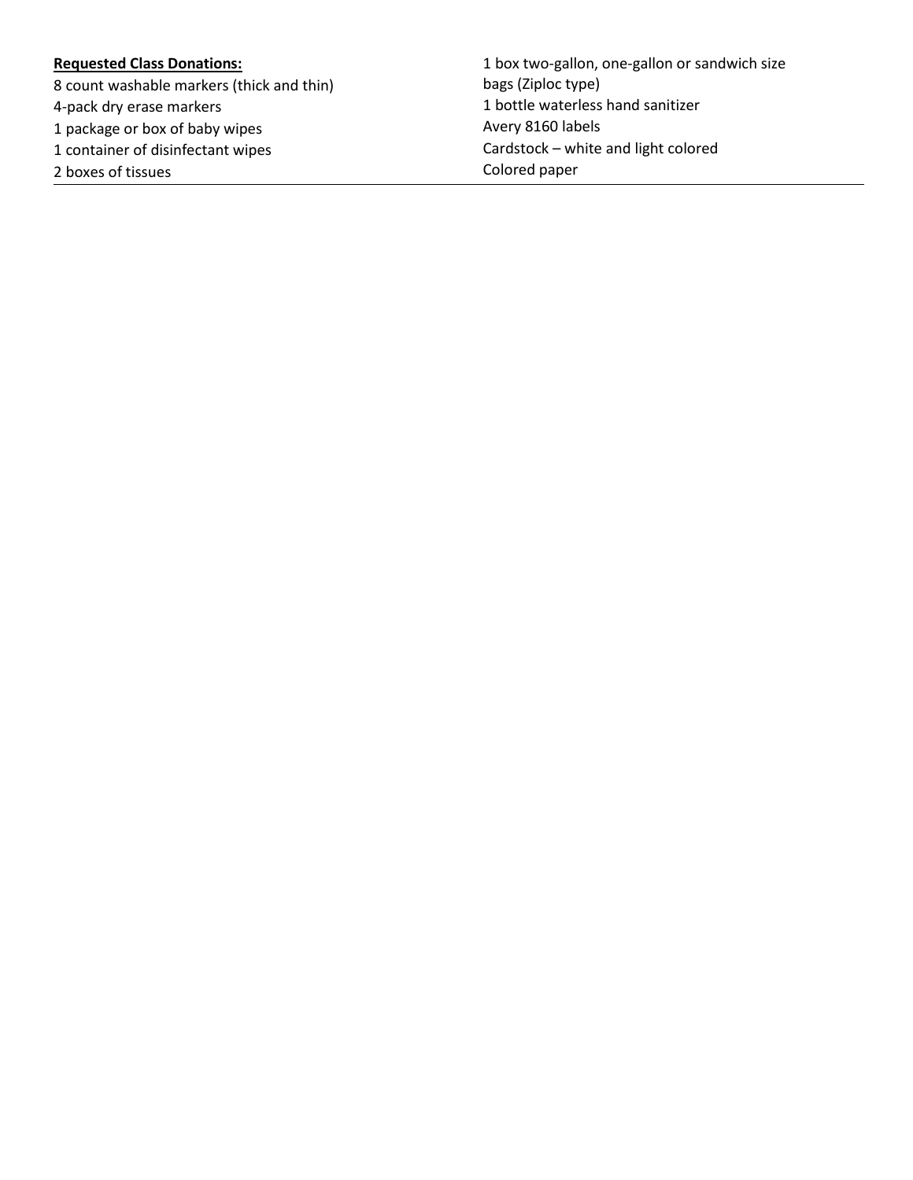**Requested Class Donations:**

8 count washable markers (thick and thin)
4-pack dry erase markers
1 package or box of baby wipes
1 container of disinfectant wipes
2 boxes of tissues
1 box two-gallon, one-gallon or sandwich size bags (Ziploc type)
1 bottle waterless hand sanitizer
Avery 8160 labels
Cardstock – white and light colored
Colored paper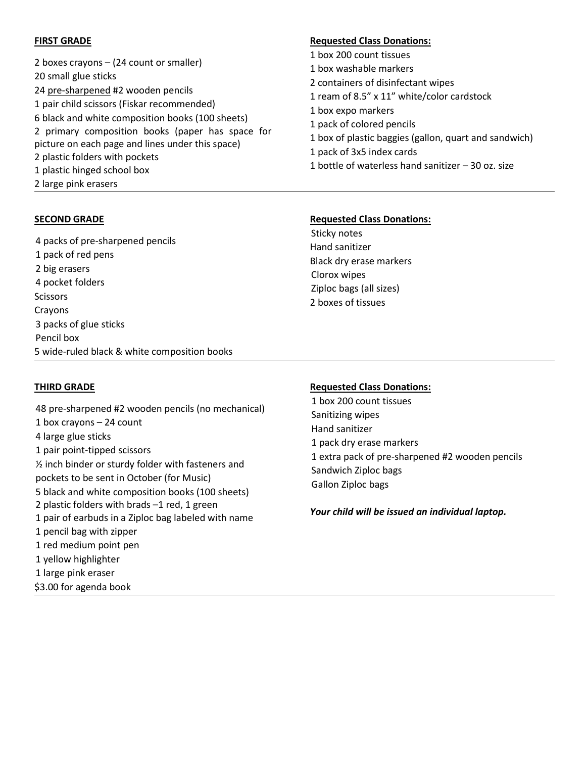**FIRST GRADE**

2 boxes crayons – (24 count or smaller)
20 small glue sticks
24 pre-sharpened #2 wooden pencils
1 pair child scissors (Fiskar recommended)
6 black and white composition books (100 sheets)
2 primary composition books (paper has space for picture on each page and lines under this space)
2 plastic folders with pockets
1 plastic hinged school box
2 large pink erasers

**Requested Class Donations:**

1 box 200 count tissues
1 box washable markers
2 containers of disinfectant wipes
1 ream of 8.5" x 11" white/color cardstock
1 box expo markers
1 pack of colored pencils
1 box of plastic baggies (gallon, quart and sandwich)
1 pack of 3x5 index cards
1 bottle of waterless hand sanitizer – 30 oz. size

---

**SECOND GRADE**

4 packs of pre-sharpened pencils
1 pack of red pens
2 big erasers
4 pocket folders
Scissors
Crayons
3 packs of glue sticks
Pencil box
5 wide-ruled black & white composition books

**Requested Class Donations:**

Sticky notes
Hand sanitizer
Black dry erase markers
Clorox wipes
Ziploc bags (all sizes)
2 boxes of tissues

---

**THIRD GRADE**

48 pre-sharpened #2 wooden pencils (no mechanical)
1 box crayons – 24 count
4 large glue sticks
1 pair point-tipped scissors
½ inch binder or sturdy folder with fasteners and pockets to be sent in October (for Music)
5 black and white composition books (100 sheets)
2 plastic folders with brads –1 red, 1 green
1 pair of earbuds in a Ziploc bag labeled with name
1 pencil bag with zipper
1 red medium point pen
1 yellow highlighter
1 large pink eraser
$3.00 for agenda book

**Requested Class Donations:**

1 box 200 count tissues
Sanitizing wipes
Hand sanitizer
1 pack dry erase markers
1 extra pack of pre-sharpened #2 wooden pencils
Sandwich Ziploc bags
Gallon Ziploc bags

***Your child will be issued an individual laptop.***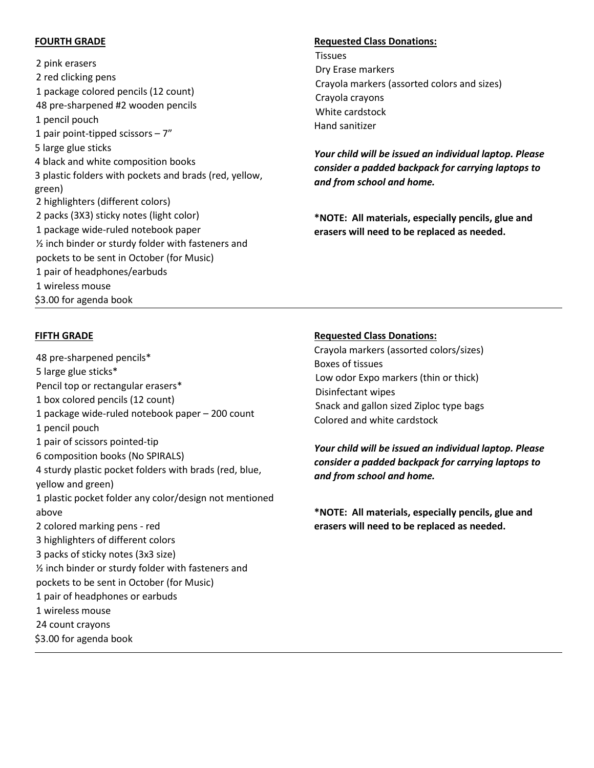**FOURTH GRADE**

2 pink erasers
2 red clicking pens
1 package colored pencils (12 count)
48 pre-sharpened #2 wooden pencils
1 pencil pouch
1 pair point-tipped scissors – 7”
5 large glue sticks
4 black and white composition books
3 plastic folders with pockets and brads (red, yellow, green)
2 highlighters (different colors)
2 packs (3X3) sticky notes (light color)
1 package wide-ruled notebook paper
½ inch binder or sturdy folder with fasteners and pockets to be sent in October (for Music)
1 pair of headphones/earbuds
1 wireless mouse
$3.00 for agenda book

**Requested Class Donations:**

Tissues
Dry Erase markers
Crayola markers (assorted colors and sizes)
Crayola crayons
White cardstock
Hand sanitizer

***Your child will be issued an individual laptop. Please consider a padded backpack for carrying laptops to and from school and home.***

**\*NOTE: All materials, especially pencils, glue and erasers will need to be replaced as needed.**

---

**FIFTH GRADE**

48 pre-sharpened pencils*
5 large glue sticks*
Pencil top or rectangular erasers*
1 box colored pencils (12 count)
1 package wide-ruled notebook paper – 200 count
1 pencil pouch
1 pair of scissors pointed-tip
6 composition books (No SPIRALS)
4 sturdy plastic pocket folders with brads (red, blue, yellow and green)
1 plastic pocket folder any color/design not mentioned above
2 colored marking pens - red
3 highlighters of different colors
3 packs of sticky notes (3x3 size)
½ inch binder or sturdy folder with fasteners and pockets to be sent in October (for Music)
1 pair of headphones or earbuds
1 wireless mouse
24 count crayons
$3.00 for agenda book

**Requested Class Donations:**

Crayola markers (assorted colors/sizes)
Boxes of tissues
Low odor Expo markers (thin or thick)
Disinfectant wipes
Snack and gallon sized Ziploc type bags
Colored and white cardstock

***Your child will be issued an individual laptop. Please consider a padded backpack for carrying laptops to and from school and home.***

**\*NOTE: All materials, especially pencils, glue and erasers will need to be replaced as needed.**